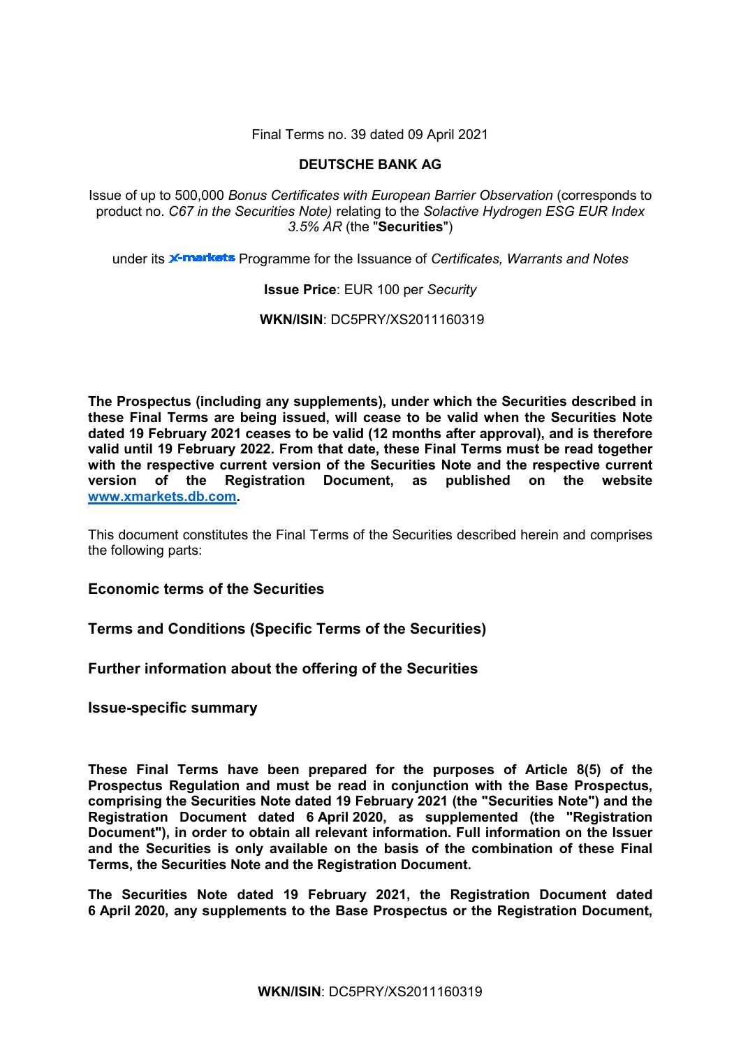Final Terms no. 39 dated 09 April 2021

**DEUTSCHE BANK AG**

Issue of up to 500,000 *Bonus Certificates with European Barrier Observation* (corresponds to product no. *C67 in the Securities Note)* relating to the *Solactive Hydrogen ESG EUR Index 3.5% AR* (the "**Securities**")

under its X-markets Programme for the Issuance of *Certificates, Warrants and Notes*

**Issue Price**: EUR 100 per *Security*

**WKN/ISIN**: DC5PRY/XS2011160319

**The Prospectus (including any supplements), under which the Securities described in these Final Terms are being issued, will cease to be valid when the Securities Note dated 19 February 2021 ceases to be valid (12 months after approval), and is therefore valid until 19 February 2022. From that date, these Final Terms must be read together with the respective current version of the Securities Note and the respective current version of the Registration Document, as published on the website [www.xmarkets.db.com](www.xmarkets.db.com).**

This document constitutes the Final Terms of the Securities described herein and comprises the following parts:

**Economic terms of the Securities**

**Terms and Conditions (Specific Terms of the Securities)**

**Further information about the offering of the Securities**

**Issue-specific summary**

**These Final Terms have been prepared for the purposes of Article 8(5) of the Prospectus Regulation and must be read in conjunction with the Base Prospectus, comprising the Securities Note dated 19 February 2021 (the "Securities Note") and the Registration Document dated 6 April 2020, as supplemented (the "Registration Document"), in order to obtain all relevant information. Full information on the Issuer and the Securities is only available on the basis of the combination of these Final Terms, the Securities Note and the Registration Document.**

**The Securities Note dated 19 February 2021, the Registration Document dated 6 April 2020, any supplements to the Base Prospectus or the Registration Document,**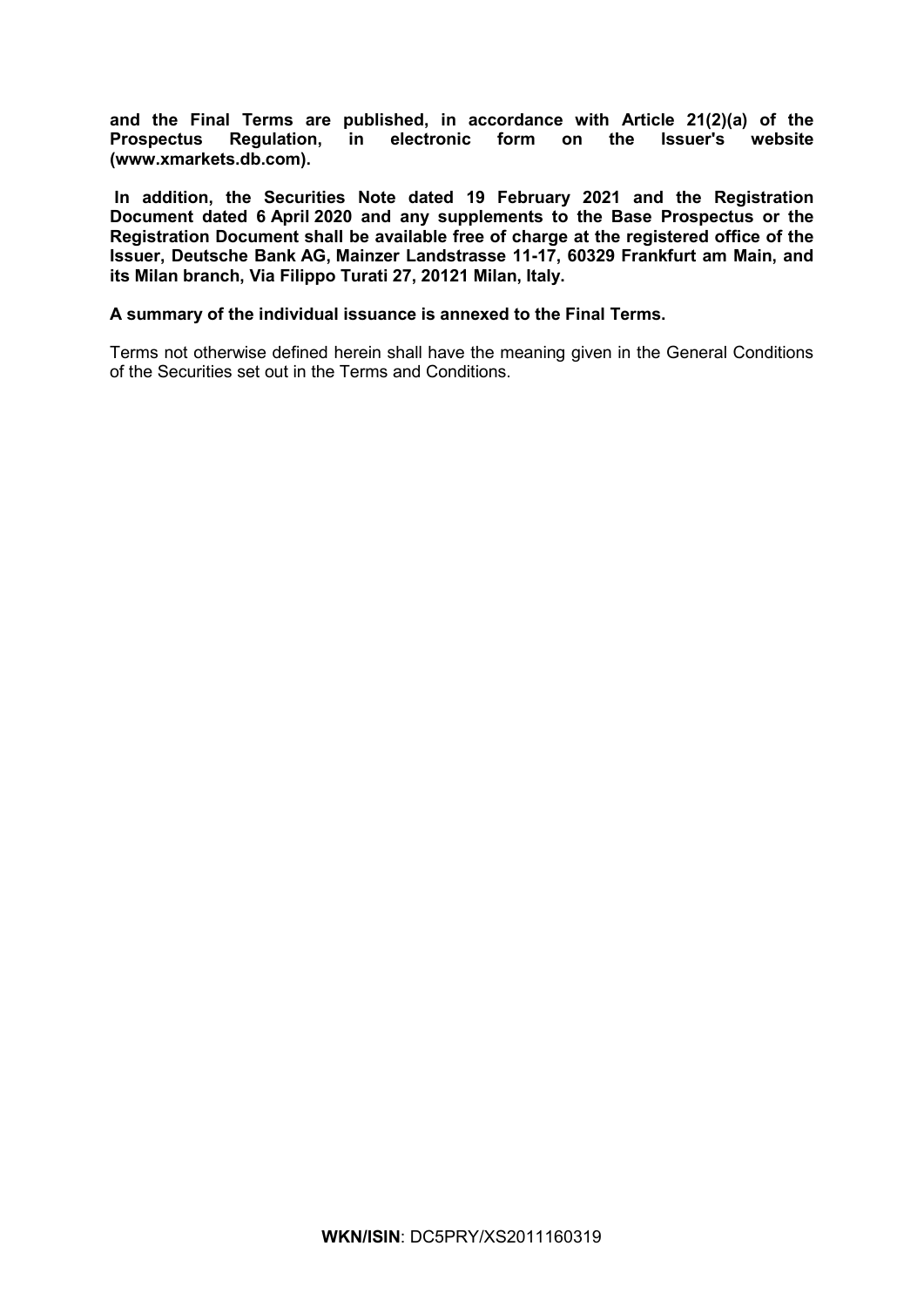**and the Final Terms are published, in accordance with Article 21(2)(a) of the Prospectus Regulation, in electronic form on the Issuer's website (www.xmarkets.db.com).**

**In addition, the Securities Note dated 19 February 2021 and the Registration Document dated 6 April 2020 and any supplements to the Base Prospectus or the Registration Document shall be available free of charge at the registered office of the Issuer, Deutsche Bank AG, Mainzer Landstrasse 11-17, 60329 Frankfurt am Main, and its Milan branch, Via Filippo Turati 27, 20121 Milan, Italy.**

**A summary of the individual issuance is annexed to the Final Terms.**

Terms not otherwise defined herein shall have the meaning given in the General Conditions of the Securities set out in the Terms and Conditions.

**WKN/ISIN**: DC5PRY/XS2011160319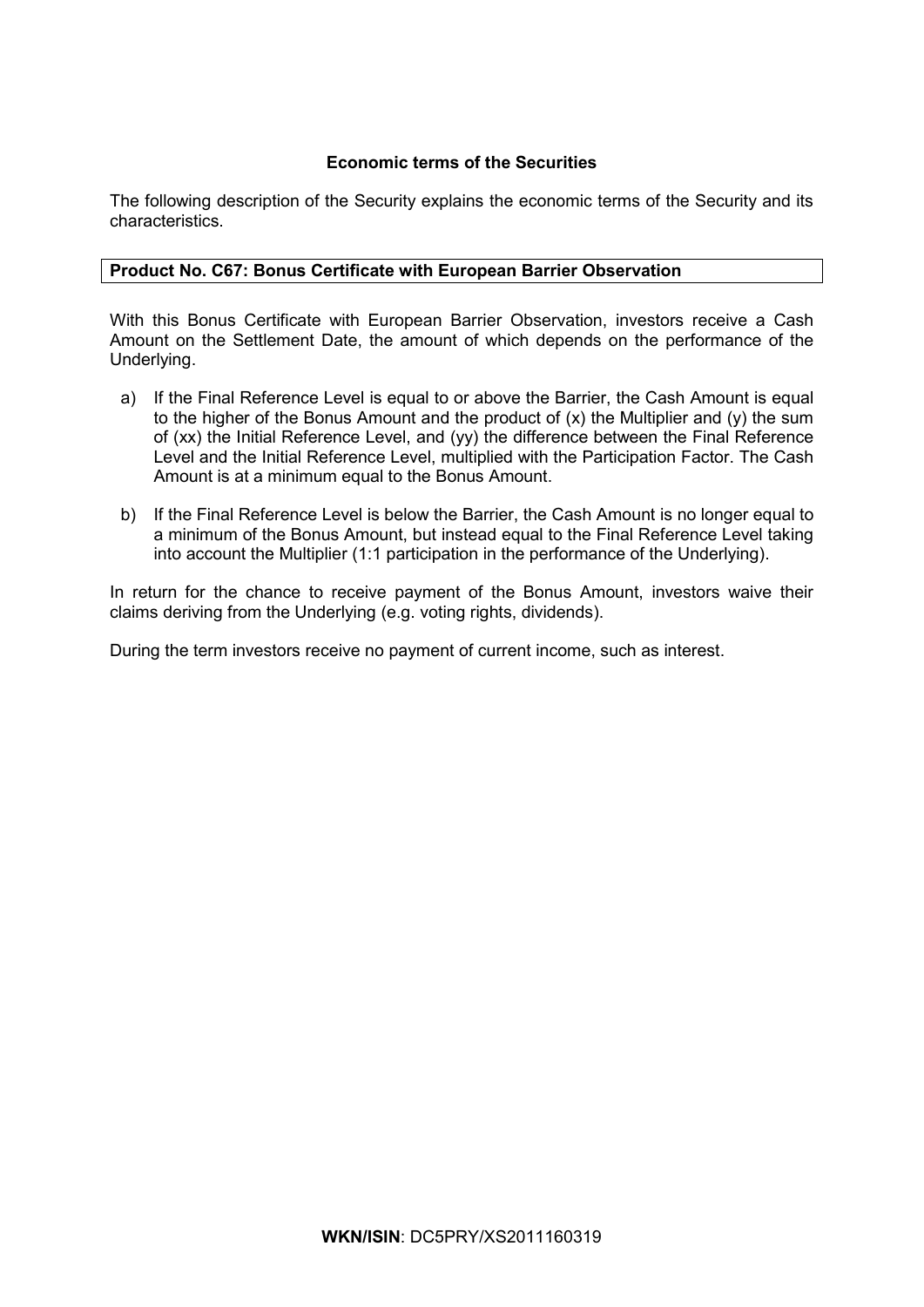## Economic terms of the Securities

The following description of the Security explains the economic terms of the Security and its characteristics.

**Product No. C67: Bonus Certificate with European Barrier Observation**

With this Bonus Certificate with European Barrier Observation, investors receive a Cash Amount on the Settlement Date, the amount of which depends on the performance of the Underlying.

a) If the Final Reference Level is equal to or above the Barrier, the Cash Amount is equal to the higher of the Bonus Amount and the product of (x) the Multiplier and (y) the sum of (xx) the Initial Reference Level, and (yy) the difference between the Final Reference Level and the Initial Reference Level, multiplied with the Participation Factor. The Cash Amount is at a minimum equal to the Bonus Amount.

b) If the Final Reference Level is below the Barrier, the Cash Amount is no longer equal to a minimum of the Bonus Amount, but instead equal to the Final Reference Level taking into account the Multiplier (1:1 participation in the performance of the Underlying).

In return for the chance to receive payment of the Bonus Amount, investors waive their claims deriving from the Underlying (e.g. voting rights, dividends).

During the term investors receive no payment of current income, such as interest.

**WKN/ISIN**: DC5PRY/XS2011160319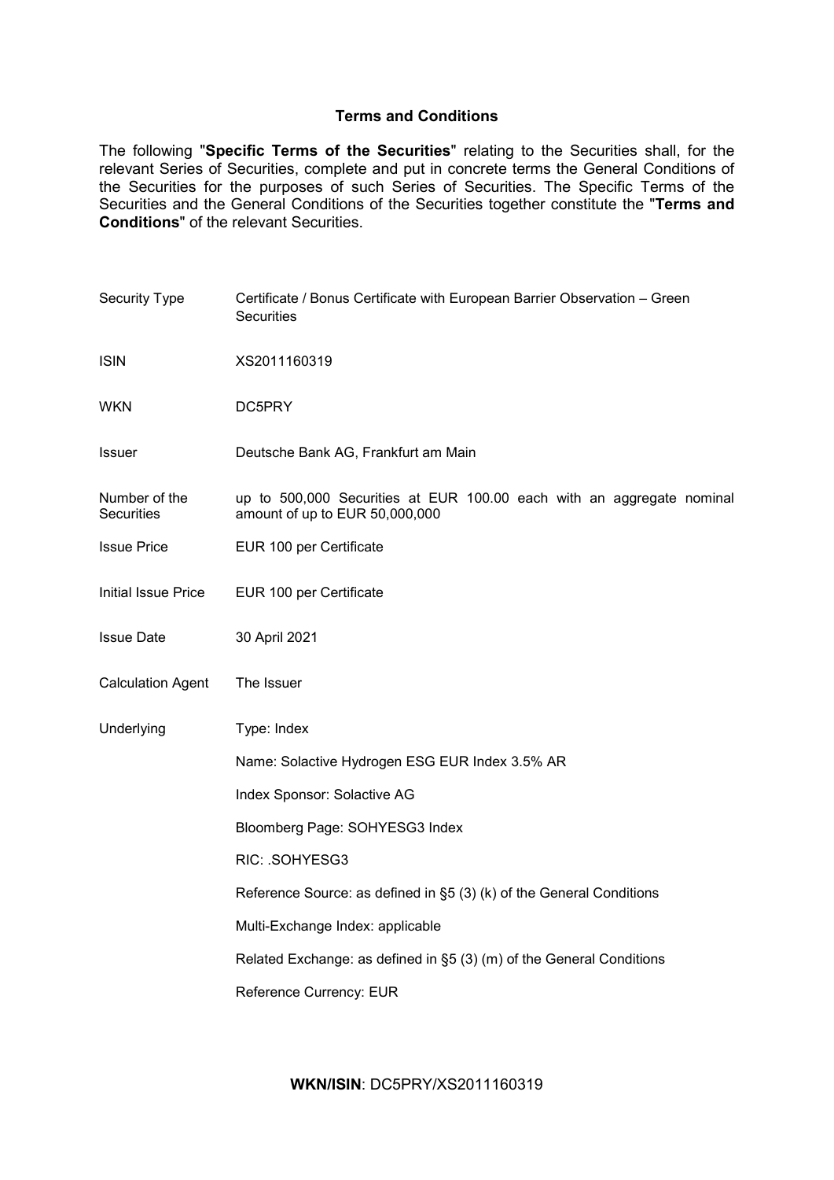## Terms and Conditions

The following "**Specific Terms of the Securities**" relating to the Securities shall, for the relevant Series of Securities, complete and put in concrete terms the General Conditions of the Securities for the purposes of such Series of Securities. The Specific Terms of the Securities and the General Conditions of the Securities together constitute the "**Terms and Conditions**" of the relevant Securities.

| | |
|---|---|
| Security Type | Certificate / Bonus Certificate with European Barrier Observation – Green Securities |
| ISIN | XS2011160319 |
| WKN | DC5PRY |
| Issuer | Deutsche Bank AG, Frankfurt am Main |
| Number of the Securities | up to 500,000 Securities at EUR 100.00 each with an aggregate nominal amount of up to EUR 50,000,000 |
| Issue Price | EUR 100 per Certificate |
| Initial Issue Price | EUR 100 per Certificate |
| Issue Date | 30 April 2021 |
| Calculation Agent | The Issuer |
| Underlying | Type: Index<br><br>Name: Solactive Hydrogen ESG EUR Index 3.5% AR<br><br>Index Sponsor: Solactive AG<br><br>Bloomberg Page: SOHYESG3 Index<br><br>RIC: .SOHYESG3<br><br>Reference Source: as defined in §5 (3) (k) of the General Conditions<br><br>Multi-Exchange Index: applicable<br><br>Related Exchange: as defined in §5 (3) (m) of the General Conditions<br><br>Reference Currency: EUR |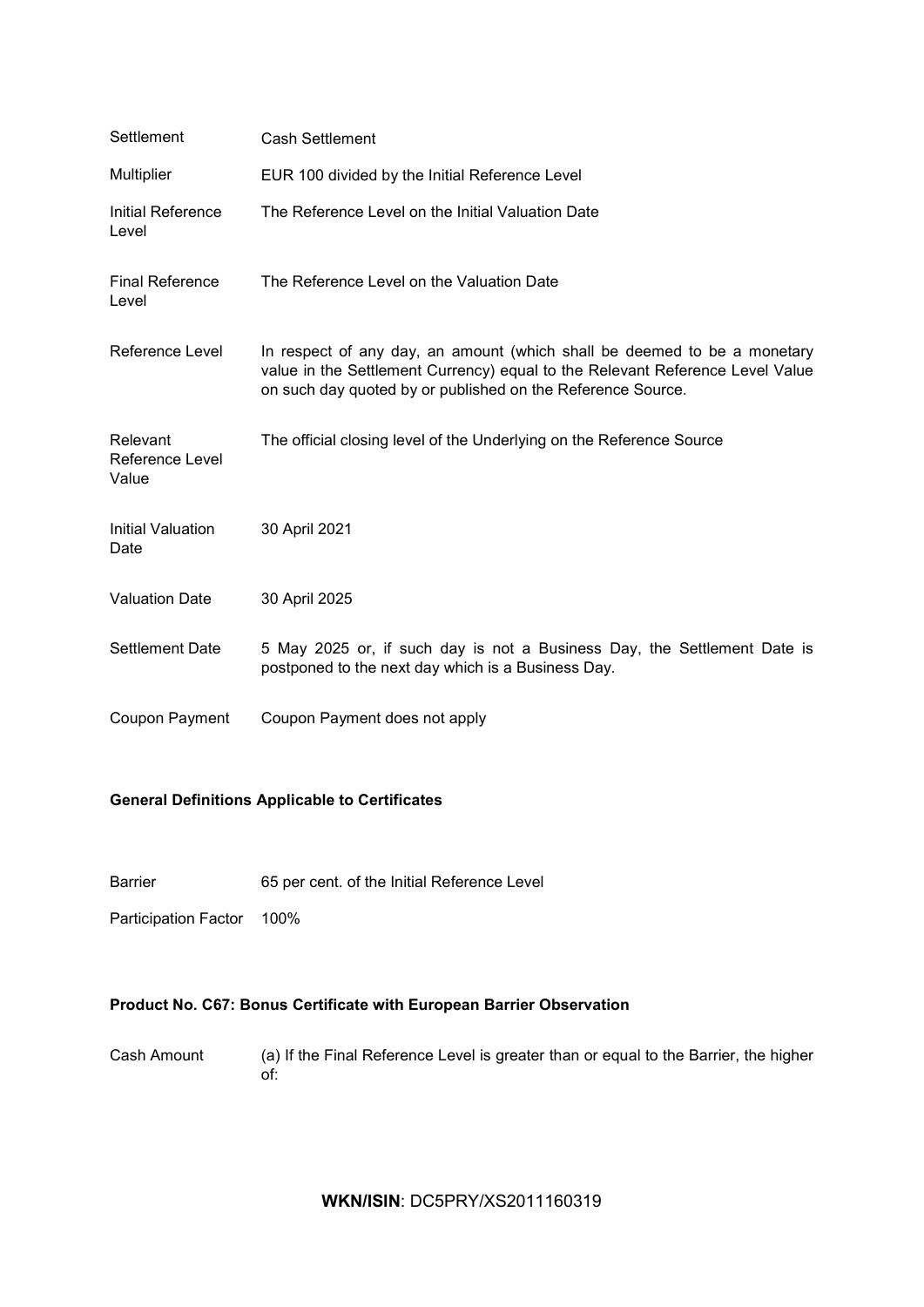| | |
|---|---|
| Settlement | Cash Settlement |
| Multiplier | EUR 100 divided by the Initial Reference Level |
| Initial Reference Level | The Reference Level on the Initial Valuation Date |
| Final Reference Level | The Reference Level on the Valuation Date |
| Reference Level | In respect of any day, an amount (which shall be deemed to be a monetary value in the Settlement Currency) equal to the Relevant Reference Level Value on such day quoted by or published on the Reference Source. |
| Relevant Reference Level Value | The official closing level of the Underlying on the Reference Source |
| Initial Valuation Date | 30 April 2021 |
| Valuation Date | 30 April 2025 |
| Settlement Date | 5 May 2025 or, if such day is not a Business Day, the Settlement Date is postponed to the next day which is a Business Day. |
| Coupon Payment | Coupon Payment does not apply |

**General Definitions Applicable to Certificates**

| | |
|---|---|
| Barrier | 65 per cent. of the Initial Reference Level |
| Participation Factor | 100% |

**Product No. C67: Bonus Certificate with European Barrier Observation**

| | |
|---|---|
| Cash Amount | (a) If the Final Reference Level is greater than or equal to the Barrier, the higher of: |

**WKN/ISIN**: DC5PRY/XS2011160319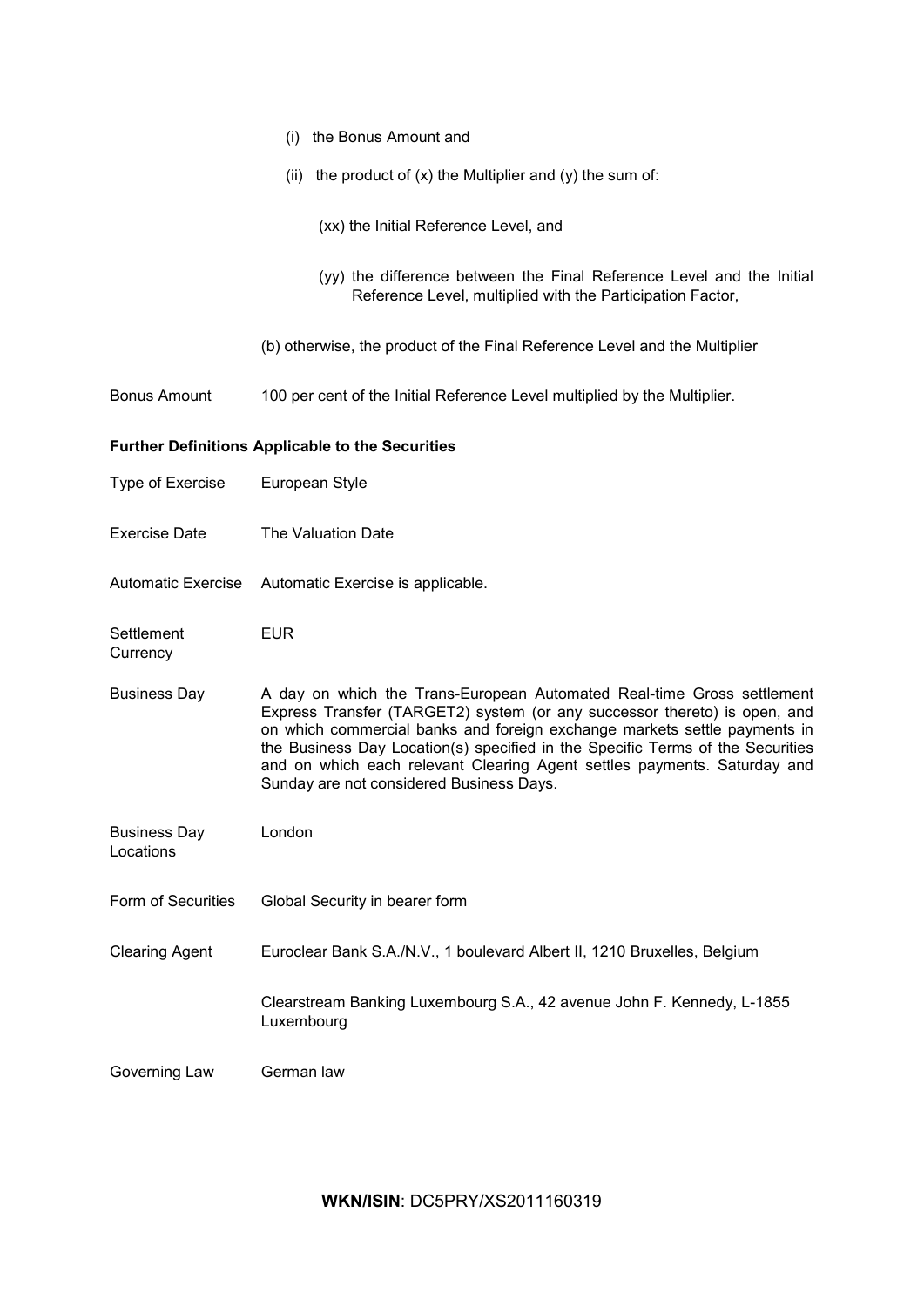(i) the Bonus Amount and

(ii) the product of (x) the Multiplier and (y) the sum of:

(xx) the Initial Reference Level, and

(yy) the difference between the Final Reference Level and the Initial Reference Level, multiplied with the Participation Factor,

(b) otherwise, the product of the Final Reference Level and the Multiplier

| | |
|---|---|
| Bonus Amount | 100 per cent of the Initial Reference Level multiplied by the Multiplier. |

**Further Definitions Applicable to the Securities**

| | |
|---|---|
| Type of Exercise | European Style |
| Exercise Date | The Valuation Date |
| Automatic Exercise | Automatic Exercise is applicable. |
| Settlement Currency | EUR |
| Business Day | A day on which the Trans-European Automated Real-time Gross settlement Express Transfer (TARGET2) system (or any successor thereto) is open, and on which commercial banks and foreign exchange markets settle payments in the Business Day Location(s) specified in the Specific Terms of the Securities and on which each relevant Clearing Agent settles payments. Saturday and Sunday are not considered Business Days. |
| Business Day Locations | London |
| Form of Securities | Global Security in bearer form |
| Clearing Agent | Euroclear Bank S.A./N.V., 1 boulevard Albert II, 1210 Bruxelles, Belgium |
| | Clearstream Banking Luxembourg S.A., 42 avenue John F. Kennedy, L-1855 Luxembourg |
| Governing Law | German law |

**WKN/ISIN**: DC5PRY/XS2011160319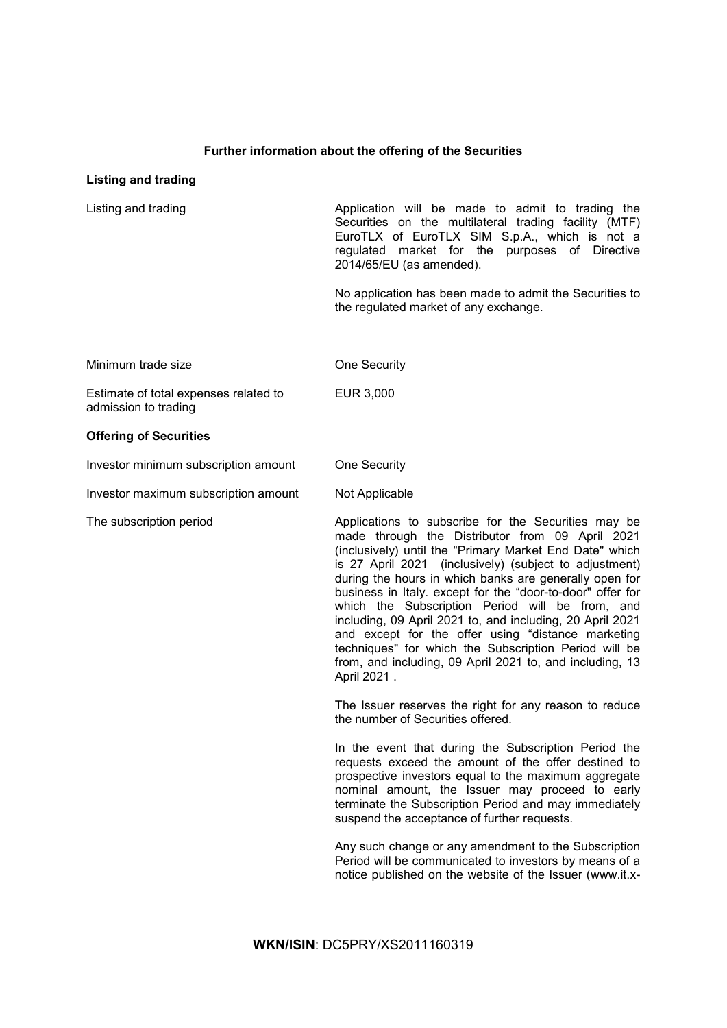**Further information about the offering of the Securities**

**Listing and trading**

| | |
|---|---|
| Listing and trading | Application will be made to admit to trading the Securities on the multilateral trading facility (MTF) EuroTLX of EuroTLX SIM S.p.A., which is not a regulated market for the purposes of Directive 2014/65/EU (as amended).<br><br>No application has been made to admit the Securities to the regulated market of any exchange. |
| Minimum trade size | One Security |
| Estimate of total expenses related to admission to trading | EUR 3,000 |

**Offering of Securities**

| | |
|---|---|
| Investor minimum subscription amount | One Security |
| Investor maximum subscription amount | Not Applicable |
| The subscription period | Applications to subscribe for the Securities may be made through the Distributor from 09 April 2021 (inclusively) until the "Primary Market End Date" which is 27 April 2021 (inclusively) (subject to adjustment) during the hours in which banks are generally open for business in Italy. except for the "door-to-door" offer for which the Subscription Period will be from, and including, 09 April 2021 to, and including, 20 April 2021 and except for the offer using "distance marketing techniques" for which the Subscription Period will be from, and including, 09 April 2021 to, and including, 13 April 2021 .<br><br>The Issuer reserves the right for any reason to reduce the number of Securities offered.<br><br>In the event that during the Subscription Period the requests exceed the amount of the offer destined to prospective investors equal to the maximum aggregate nominal amount, the Issuer may proceed to early terminate the Subscription Period and may immediately suspend the acceptance of further requests.<br><br>Any such change or any amendment to the Subscription Period will be communicated to investors by means of a notice published on the website of the Issuer (www.it.x- |

**WKN/ISIN**: DC5PRY/XS2011160319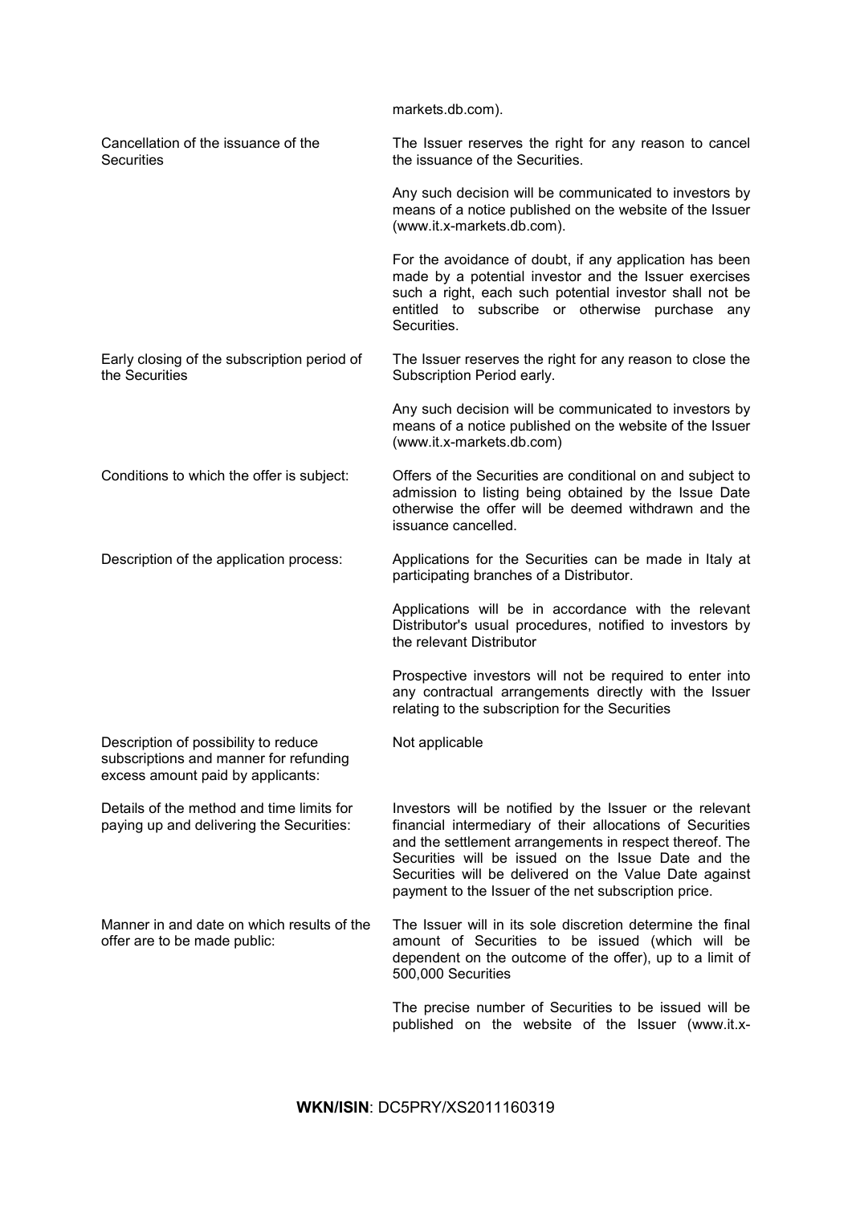| | |
|---|---|
| | markets.db.com). |
| Cancellation of the issuance of the Securities | The Issuer reserves the right for any reason to cancel the issuance of the Securities.<br><br>Any such decision will be communicated to investors by means of a notice published on the website of the Issuer (www.it.x-markets.db.com).<br><br>For the avoidance of doubt, if any application has been made by a potential investor and the Issuer exercises such a right, each such potential investor shall not be entitled to subscribe or otherwise purchase any Securities. |
| Early closing of the subscription period of the Securities | The Issuer reserves the right for any reason to close the Subscription Period early.<br><br>Any such decision will be communicated to investors by means of a notice published on the website of the Issuer (www.it.x-markets.db.com) |
| Conditions to which the offer is subject: | Offers of the Securities are conditional on and subject to admission to listing being obtained by the Issue Date otherwise the offer will be deemed withdrawn and the issuance cancelled. |
| Description of the application process: | Applications for the Securities can be made in Italy at participating branches of a Distributor.<br><br>Applications will be in accordance with the relevant Distributor's usual procedures, notified to investors by the relevant Distributor<br><br>Prospective investors will not be required to enter into any contractual arrangements directly with the Issuer relating to the subscription for the Securities |
| Description of possibility to reduce subscriptions and manner for refunding excess amount paid by applicants: | Not applicable |
| Details of the method and time limits for paying up and delivering the Securities: | Investors will be notified by the Issuer or the relevant financial intermediary of their allocations of Securities and the settlement arrangements in respect thereof. The Securities will be issued on the Issue Date and the Securities will be delivered on the Value Date against payment to the Issuer of the net subscription price. |
| Manner in and date on which results of the offer are to be made public: | The Issuer will in its sole discretion determine the final amount of Securities to be issued (which will be dependent on the outcome of the offer), up to a limit of 500,000 Securities<br><br>The precise number of Securities to be issued will be published on the website of the Issuer (www.it.x- |

**WKN/ISIN**: DC5PRY/XS2011160319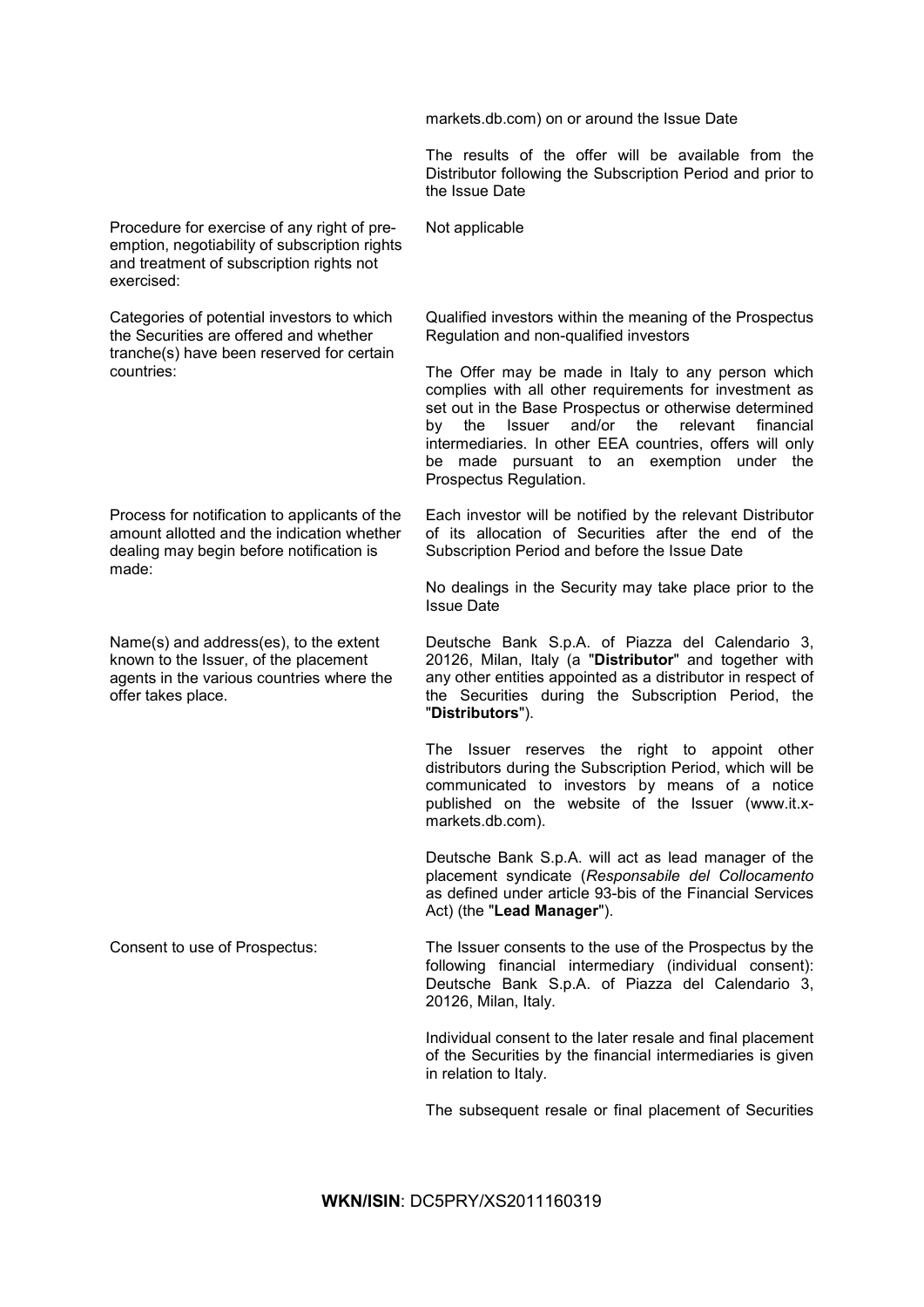| | |
|---|---|
| | markets.db.com) on or around the Issue Date<br><br>The results of the offer will be available from the Distributor following the Subscription Period and prior to the Issue Date |
| Procedure for exercise of any right of pre-emption, negotiability of subscription rights and treatment of subscription rights not exercised: | Not applicable |
| Categories of potential investors to which the Securities are offered and whether tranche(s) have been reserved for certain countries: | Qualified investors within the meaning of the Prospectus Regulation and non-qualified investors<br><br>The Offer may be made in Italy to any person which complies with all other requirements for investment as set out in the Base Prospectus or otherwise determined by the Issuer and/or the relevant financial intermediaries. In other EEA countries, offers will only be made pursuant to an exemption under the Prospectus Regulation. |
| Process for notification to applicants of the amount allotted and the indication whether dealing may begin before notification is made: | Each investor will be notified by the relevant Distributor of its allocation of Securities after the end of the Subscription Period and before the Issue Date<br><br>No dealings in the Security may take place prior to the Issue Date |
| Name(s) and address(es), to the extent known to the Issuer, of the placement agents in the various countries where the offer takes place. | Deutsche Bank S.p.A. of Piazza del Calendario 3, 20126, Milan, Italy (a "**Distributor**" and together with any other entities appointed as a distributor in respect of the Securities during the Subscription Period, the "**Distributors**").<br><br>The Issuer reserves the right to appoint other distributors during the Subscription Period, which will be communicated to investors by means of a notice published on the website of the Issuer (www.it.x-markets.db.com).<br><br>Deutsche Bank S.p.A. will act as lead manager of the placement syndicate (*Responsabile del Collocamento* as defined under article 93-bis of the Financial Services Act) (the "**Lead Manager**"). |
| Consent to use of Prospectus: | The Issuer consents to the use of the Prospectus by the following financial intermediary (individual consent): Deutsche Bank S.p.A. of Piazza del Calendario 3, 20126, Milan, Italy.<br><br>Individual consent to the later resale and final placement of the Securities by the financial intermediaries is given in relation to Italy.<br><br>The subsequent resale or final placement of Securities |

**WKN/ISIN**: DC5PRY/XS2011160319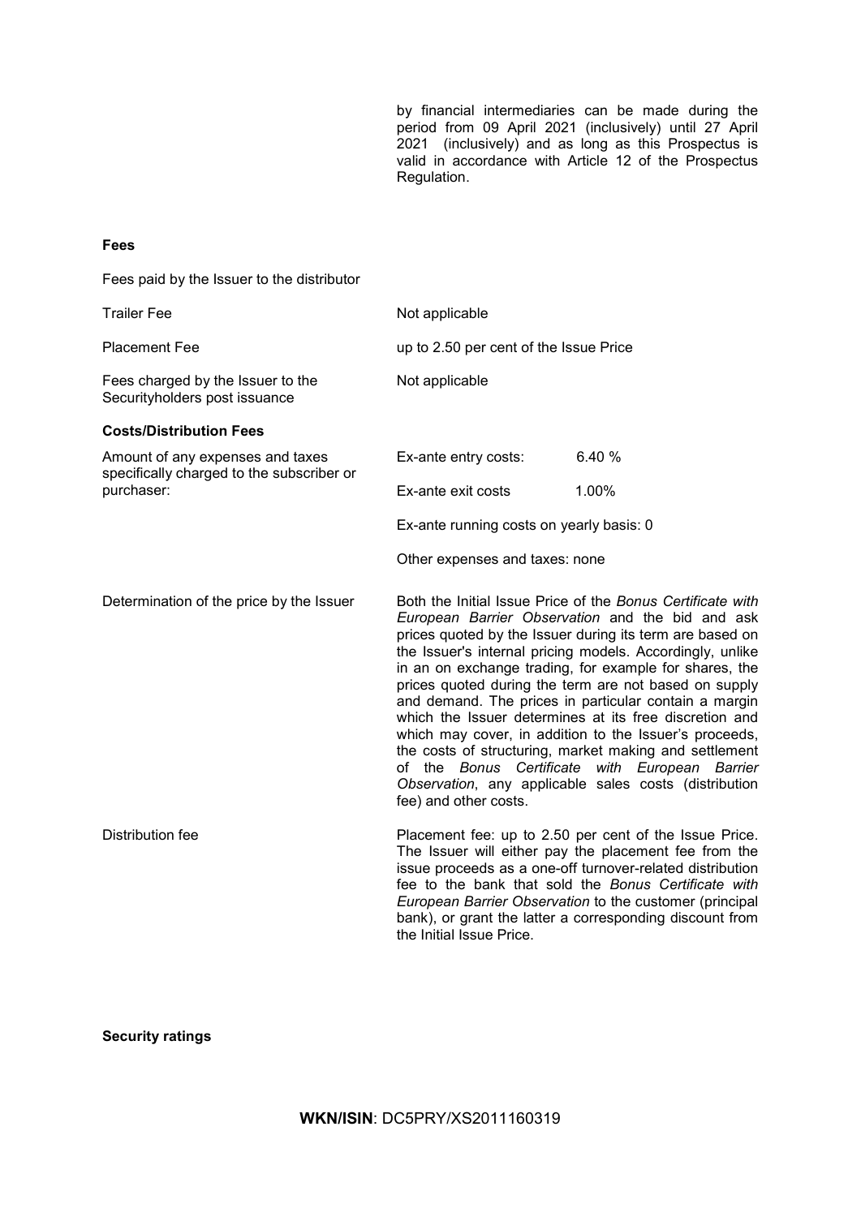by financial intermediaries can be made during the period from 09 April 2021 (inclusively) until 27 April 2021 (inclusively) and as long as this Prospectus is valid in accordance with Article 12 of the Prospectus Regulation.

**Fees**

| | |
|---|---|
| Fees paid by the Issuer to the distributor | |
| Trailer Fee | Not applicable |
| Placement Fee | up to 2.50 per cent of the Issue Price |
| Fees charged by the Issuer to the Securityholders post issuance | Not applicable |

**Costs/Distribution Fees**

| | |
|---|---|
| Amount of any expenses and taxes specifically charged to the subscriber or purchaser: | Ex-ante entry costs: 6.40 %<br>Ex-ante exit costs 1.00%<br>Ex-ante running costs on yearly basis: 0<br>Other expenses and taxes: none |
| Determination of the price by the Issuer | Both the Initial Issue Price of the *Bonus Certificate with European Barrier Observation* and the bid and ask prices quoted by the Issuer during its term are based on the Issuer's internal pricing models. Accordingly, unlike in an on exchange trading, for example for shares, the prices quoted during the term are not based on supply and demand. The prices in particular contain a margin which the Issuer determines at its free discretion and which may cover, in addition to the Issuer's proceeds, the costs of structuring, market making and settlement of the *Bonus Certificate with European Barrier Observation*, any applicable sales costs (distribution fee) and other costs. |
| Distribution fee | Placement fee: up to 2.50 per cent of the Issue Price. The Issuer will either pay the placement fee from the issue proceeds as a one-off turnover-related distribution fee to the bank that sold the *Bonus Certificate with European Barrier Observation* to the customer (principal bank), or grant the latter a corresponding discount from the Initial Issue Price. |

**Security ratings**

**WKN/ISIN**: DC5PRY/XS2011160319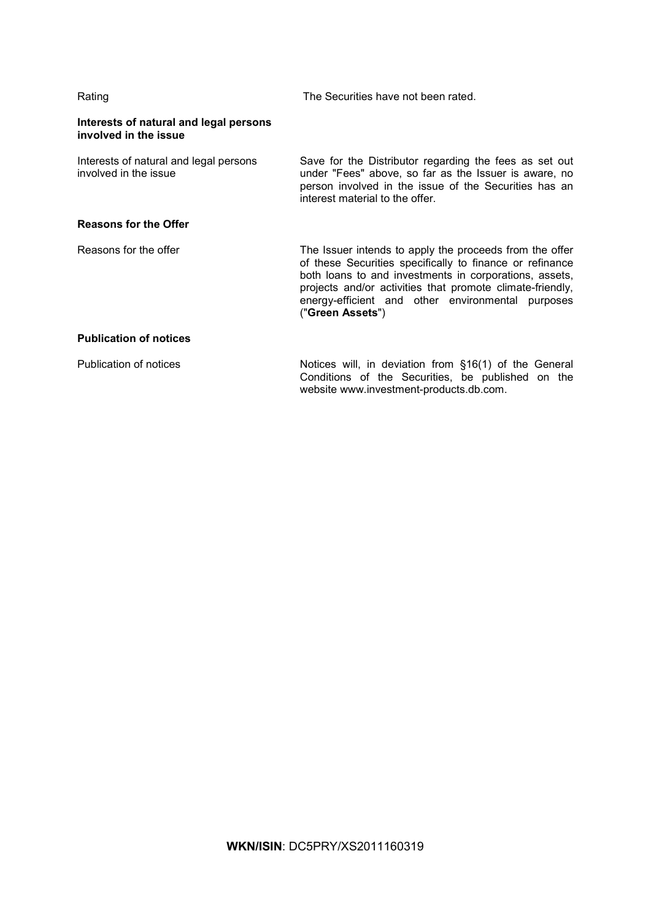| | |
|---|---|
| Rating | The Securities have not been rated. |

**Interests of natural and legal persons involved in the issue**

| | |
|---|---|
| Interests of natural and legal persons involved in the issue | Save for the Distributor regarding the fees as set out under "Fees" above, so far as the Issuer is aware, no person involved in the issue of the Securities has an interest material to the offer. |

**Reasons for the Offer**

| | |
|---|---|
| Reasons for the offer | The Issuer intends to apply the proceeds from the offer of these Securities specifically to finance or refinance both loans to and investments in corporations, assets, projects and/or activities that promote climate-friendly, energy-efficient and other environmental purposes ("**Green Assets**") |

**Publication of notices**

| | |
|---|---|
| Publication of notices | Notices will, in deviation from §16(1) of the General Conditions of the Securities, be published on the website www.investment-products.db.com. |

**WKN/ISIN**: DC5PRY/XS2011160319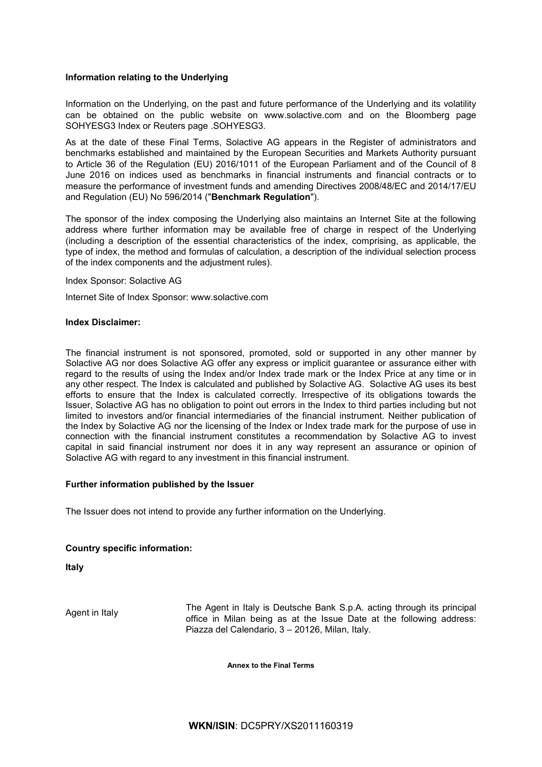**Information relating to the Underlying**

Information on the Underlying, on the past and future performance of the Underlying and its volatility can be obtained on the public website on www.solactive.com and on the Bloomberg page SOHYESG3 Index or Reuters page .SOHYESG3.

As at the date of these Final Terms, Solactive AG appears in the Register of administrators and benchmarks established and maintained by the European Securities and Markets Authority pursuant to Article 36 of the Regulation (EU) 2016/1011 of the European Parliament and of the Council of 8 June 2016 on indices used as benchmarks in financial instruments and financial contracts or to measure the performance of investment funds and amending Directives 2008/48/EC and 2014/17/EU and Regulation (EU) No 596/2014 ("**Benchmark Regulation**").

The sponsor of the index composing the Underlying also maintains an Internet Site at the following address where further information may be available free of charge in respect of the Underlying (including a description of the essential characteristics of the index, comprising, as applicable, the type of index, the method and formulas of calculation, a description of the individual selection process of the index components and the adjustment rules).

Index Sponsor: Solactive AG

Internet Site of Index Sponsor: www.solactive.com

**Index Disclaimer:**

The financial instrument is not sponsored, promoted, sold or supported in any other manner by Solactive AG nor does Solactive AG offer any express or implicit guarantee or assurance either with regard to the results of using the Index and/or Index trade mark or the Index Price at any time or in any other respect. The Index is calculated and published by Solactive AG. Solactive AG uses its best efforts to ensure that the Index is calculated correctly. Irrespective of its obligations towards the Issuer, Solactive AG has no obligation to point out errors in the Index to third parties including but not limited to investors and/or financial intermediaries of the financial instrument. Neither publication of the Index by Solactive AG nor the licensing of the Index or Index trade mark for the purpose of use in connection with the financial instrument constitutes a recommendation by Solactive AG to invest capital in said financial instrument nor does it in any way represent an assurance or opinion of Solactive AG with regard to any investment in this financial instrument.

**Further information published by the Issuer**

The Issuer does not intend to provide any further information on the Underlying.

**Country specific information:**

**Italy**

| | |
|---|---|
| Agent in Italy | The Agent in Italy is Deutsche Bank S.p.A. acting through its principal office in Milan being as at the Issue Date at the following address: Piazza del Calendario, 3 – 20126, Milan, Italy. |

**Annex to the Final Terms**

**WKN/ISIN**: DC5PRY/XS2011160319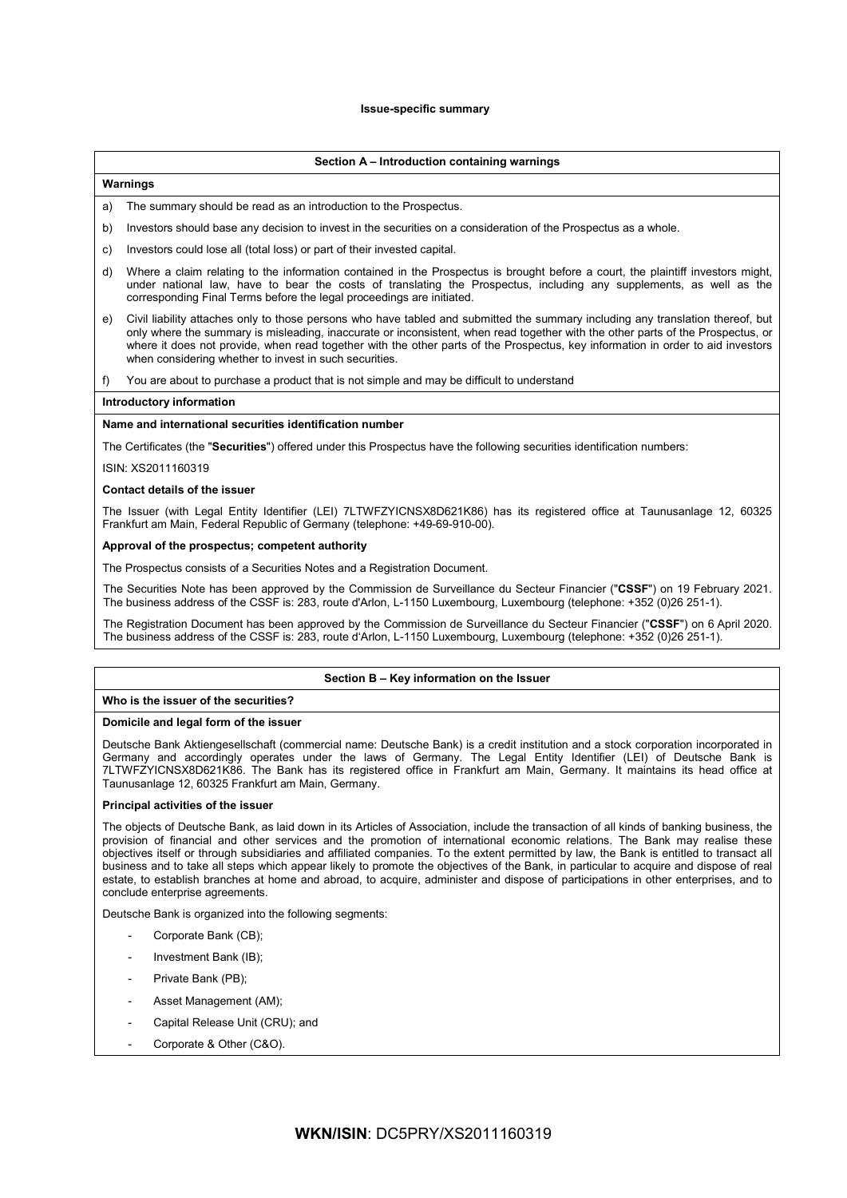# Issue-specific summary

## Section A – Introduction containing warnings

**Warnings**

a) The summary should be read as an introduction to the Prospectus.

b) Investors should base any decision to invest in the securities on a consideration of the Prospectus as a whole.

c) Investors could lose all (total loss) or part of their invested capital.

d) Where a claim relating to the information contained in the Prospectus is brought before a court, the plaintiff investors might, under national law, have to bear the costs of translating the Prospectus, including any supplements, as well as the corresponding Final Terms before the legal proceedings are initiated.

e) Civil liability attaches only to those persons who have tabled and submitted the summary including any translation thereof, but only where the summary is misleading, inaccurate or inconsistent, when read together with the other parts of the Prospectus, or where it does not provide, when read together with the other parts of the Prospectus, key information in order to aid investors when considering whether to invest in such securities.

f) You are about to purchase a product that is not simple and may be difficult to understand

**Introductory information**

**Name and international securities identification number**

The Certificates (the "**Securities**") offered under this Prospectus have the following securities identification numbers:

ISIN: XS2011160319

**Contact details of the issuer**

The Issuer (with Legal Entity Identifier (LEI) 7LTWFZYICNSX8D621K86) has its registered office at Taunusanlage 12, 60325 Frankfurt am Main, Federal Republic of Germany (telephone: +49-69-910-00).

**Approval of the prospectus; competent authority**

The Prospectus consists of a Securities Notes and a Registration Document.

The Securities Note has been approved by the Commission de Surveillance du Secteur Financier ("**CSSF**") on 19 February 2021. The business address of the CSSF is: 283, route d'Arlon, L-1150 Luxembourg, Luxembourg (telephone: +352 (0)26 251-1).

The Registration Document has been approved by the Commission de Surveillance du Secteur Financier ("**CSSF**") on 6 April 2020. The business address of the CSSF is: 283, route d'Arlon, L-1150 Luxembourg, Luxembourg (telephone: +352 (0)26 251-1).

## Section B – Key information on the Issuer

**Who is the issuer of the securities?**

**Domicile and legal form of the issuer**

Deutsche Bank Aktiengesellschaft (commercial name: Deutsche Bank) is a credit institution and a stock corporation incorporated in Germany and accordingly operates under the laws of Germany. The Legal Entity Identifier (LEI) of Deutsche Bank is 7LTWFZYICNSX8D621K86. The Bank has its registered office in Frankfurt am Main, Germany. It maintains its head office at Taunusanlage 12, 60325 Frankfurt am Main, Germany.

**Principal activities of the issuer**

The objects of Deutsche Bank, as laid down in its Articles of Association, include the transaction of all kinds of banking business, the provision of financial and other services and the promotion of international economic relations. The Bank may realise these objectives itself or through subsidiaries and affiliated companies. To the extent permitted by law, the Bank is entitled to transact all business and to take all steps which appear likely to promote the objectives of the Bank, in particular to acquire and dispose of real estate, to establish branches at home and abroad, to acquire, administer and dispose of participations in other enterprises, and to conclude enterprise agreements.

Deutsche Bank is organized into the following segments:

- Corporate Bank (CB);
- Investment Bank (IB);
- Private Bank (PB);
- Asset Management (AM);
- Capital Release Unit (CRU); and
- Corporate & Other (C&O).

**WKN/ISIN**: DC5PRY/XS2011160319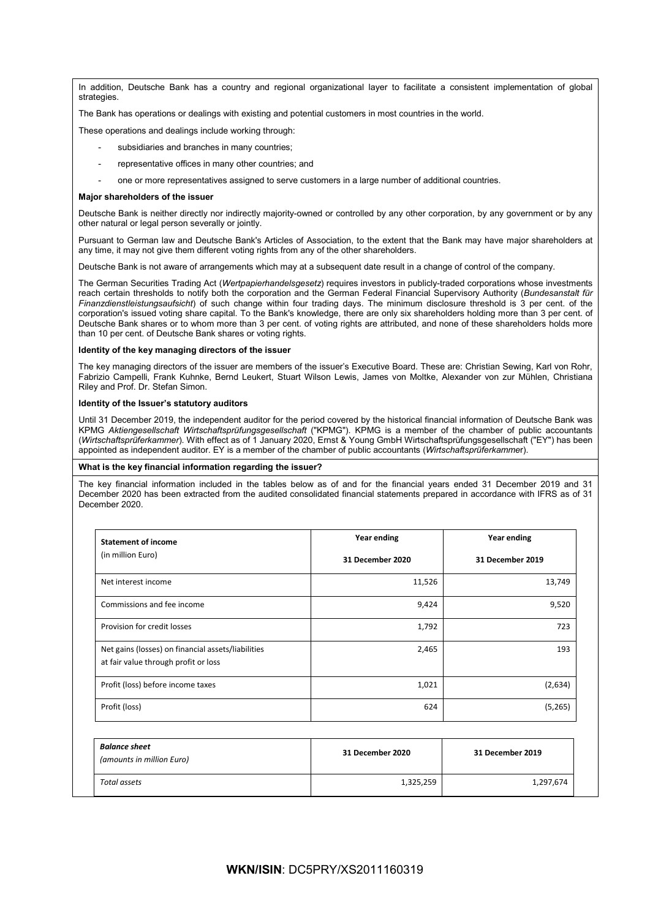In addition, Deutsche Bank has a country and regional organizational layer to facilitate a consistent implementation of global strategies.

The Bank has operations or dealings with existing and potential customers in most countries in the world.

These operations and dealings include working through:

- subsidiaries and branches in many countries;
- representative offices in many other countries; and
- one or more representatives assigned to serve customers in a large number of additional countries.

**Major shareholders of the issuer**

Deutsche Bank is neither directly nor indirectly majority-owned or controlled by any other corporation, by any government or by any other natural or legal person severally or jointly.

Pursuant to German law and Deutsche Bank's Articles of Association, to the extent that the Bank may have major shareholders at any time, it may not give them different voting rights from any of the other shareholders.

Deutsche Bank is not aware of arrangements which may at a subsequent date result in a change of control of the company.

The German Securities Trading Act (*Wertpapierhandelsgesetz*) requires investors in publicly-traded corporations whose investments reach certain thresholds to notify both the corporation and the German Federal Financial Supervisory Authority (*Bundesanstalt für Finanzdienstleistungsaufsicht*) of such change within four trading days. The minimum disclosure threshold is 3 per cent. of the corporation's issued voting share capital. To the Bank's knowledge, there are only six shareholders holding more than 3 per cent. of Deutsche Bank shares or to whom more than 3 per cent. of voting rights are attributed, and none of these shareholders holds more than 10 per cent. of Deutsche Bank shares or voting rights.

**Identity of the key managing directors of the issuer**

The key managing directors of the issuer are members of the issuer's Executive Board. These are: Christian Sewing, Karl von Rohr, Fabrizio Campelli, Frank Kuhnke, Bernd Leukert, Stuart Wilson Lewis, James von Moltke, Alexander von zur Mühlen, Christiana Riley and Prof. Dr. Stefan Simon.

**Identity of the Issuer's statutory auditors**

Until 31 December 2019, the independent auditor for the period covered by the historical financial information of Deutsche Bank was KPMG *Aktiengesellschaft Wirtschaftsprüfungsgesellschaft* ("KPMG"). KPMG is a member of the chamber of public accountants (*Wirtschaftsprüferkammer*). With effect as of 1 January 2020, Ernst & Young GmbH Wirtschaftsprüfungsgesellschaft ("EY") has been appointed as independent auditor. EY is a member of the chamber of public accountants (*Wirtschaftsprüferkammer*).

**What is the key financial information regarding the issuer?**

The key financial information included in the tables below as of and for the financial years ended 31 December 2019 and 31 December 2020 has been extracted from the audited consolidated financial statements prepared in accordance with IFRS as of 31 December 2020.

| **Statement of income** (in million Euro) | **Year ending 31 December 2020** | **Year ending 31 December 2019** |
|---|---|---|
| Net interest income | 11,526 | 13,749 |
| Commissions and fee income | 9,424 | 9,520 |
| Provision for credit losses | 1,792 | 723 |
| Net gains (losses) on financial assets/liabilities at fair value through profit or loss | 2,465 | 193 |
| Profit (loss) before income taxes | 1,021 | (2,634) |
| Profit (loss) | 624 | (5,265) |

| ***Balance sheet*** *(amounts in million Euro)* | **31 December 2020** | **31 December 2019** |
|---|---|---|
| *Total assets* | 1,325,259 | 1,297,674 |

**WKN/ISIN**: DC5PRY/XS2011160319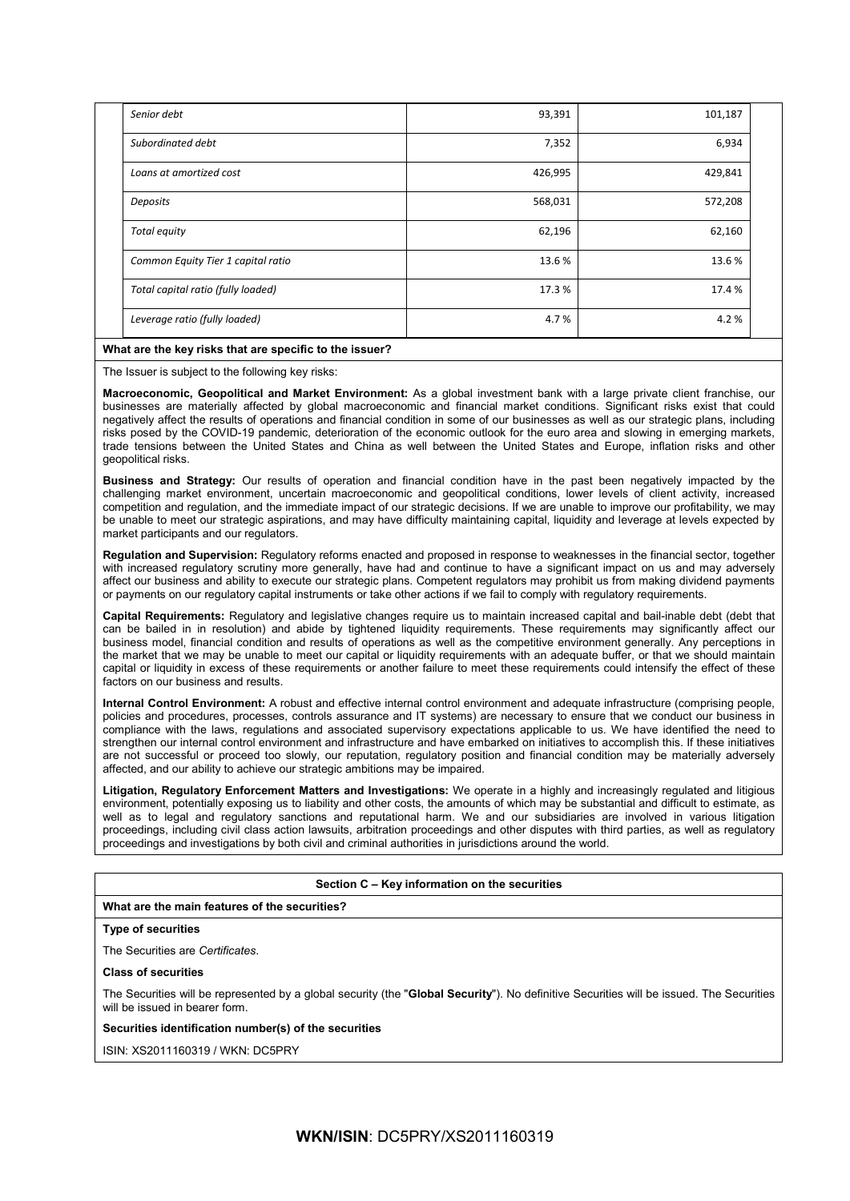| | | |
|---|---|---|
| *Senior debt* | 93,391 | 101,187 |
| *Subordinated debt* | 7,352 | 6,934 |
| *Loans at amortized cost* | 426,995 | 429,841 |
| *Deposits* | 568,031 | 572,208 |
| *Total equity* | 62,196 | 62,160 |
| *Common Equity Tier 1 capital ratio* | 13.6 % | 13.6 % |
| *Total capital ratio (fully loaded)* | 17.3 % | 17.4 % |
| *Leverage ratio (fully loaded)* | 4.7 % | 4.2 % |

**What are the key risks that are specific to the issuer?**

The Issuer is subject to the following key risks:

**Macroeconomic, Geopolitical and Market Environment:** As a global investment bank with a large private client franchise, our businesses are materially affected by global macroeconomic and financial market conditions. Significant risks exist that could negatively affect the results of operations and financial condition in some of our businesses as well as our strategic plans, including risks posed by the COVID-19 pandemic, deterioration of the economic outlook for the euro area and slowing in emerging markets, trade tensions between the United States and China as well between the United States and Europe, inflation risks and other geopolitical risks.

**Business and Strategy:** Our results of operation and financial condition have in the past been negatively impacted by the challenging market environment, uncertain macroeconomic and geopolitical conditions, lower levels of client activity, increased competition and regulation, and the immediate impact of our strategic decisions. If we are unable to improve our profitability, we may be unable to meet our strategic aspirations, and may have difficulty maintaining capital, liquidity and leverage at levels expected by market participants and our regulators.

**Regulation and Supervision:** Regulatory reforms enacted and proposed in response to weaknesses in the financial sector, together with increased regulatory scrutiny more generally, have had and continue to have a significant impact on us and may adversely affect our business and ability to execute our strategic plans. Competent regulators may prohibit us from making dividend payments or payments on our regulatory capital instruments or take other actions if we fail to comply with regulatory requirements.

**Capital Requirements:** Regulatory and legislative changes require us to maintain increased capital and bail-inable debt (debt that can be bailed in in resolution) and abide by tightened liquidity requirements. These requirements may significantly affect our business model, financial condition and results of operations as well as the competitive environment generally. Any perceptions in the market that we may be unable to meet our capital or liquidity requirements with an adequate buffer, or that we should maintain capital or liquidity in excess of these requirements or another failure to meet these requirements could intensify the effect of these factors on our business and results.

**Internal Control Environment:** A robust and effective internal control environment and adequate infrastructure (comprising people, policies and procedures, processes, controls assurance and IT systems) are necessary to ensure that we conduct our business in compliance with the laws, regulations and associated supervisory expectations applicable to us. We have identified the need to strengthen our internal control environment and infrastructure and have embarked on initiatives to accomplish this. If these initiatives are not successful or proceed too slowly, our reputation, regulatory position and financial condition may be materially adversely affected, and our ability to achieve our strategic ambitions may be impaired.

**Litigation, Regulatory Enforcement Matters and Investigations:** We operate in a highly and increasingly regulated and litigious environment, potentially exposing us to liability and other costs, the amounts of which may be substantial and difficult to estimate, as well as to legal and regulatory sanctions and reputational harm. We and our subsidiaries are involved in various litigation proceedings, including civil class action lawsuits, arbitration proceedings and other disputes with third parties, as well as regulatory proceedings and investigations by both civil and criminal authorities in jurisdictions around the world.

**Section C – Key information on the securities**

**What are the main features of the securities?**

**Type of securities**

The Securities are *Certificates*.

**Class of securities**

The Securities will be represented by a global security (the "**Global Security**"). No definitive Securities will be issued. The Securities will be issued in bearer form.

**Securities identification number(s) of the securities**

ISIN: XS2011160319 / WKN: DC5PRY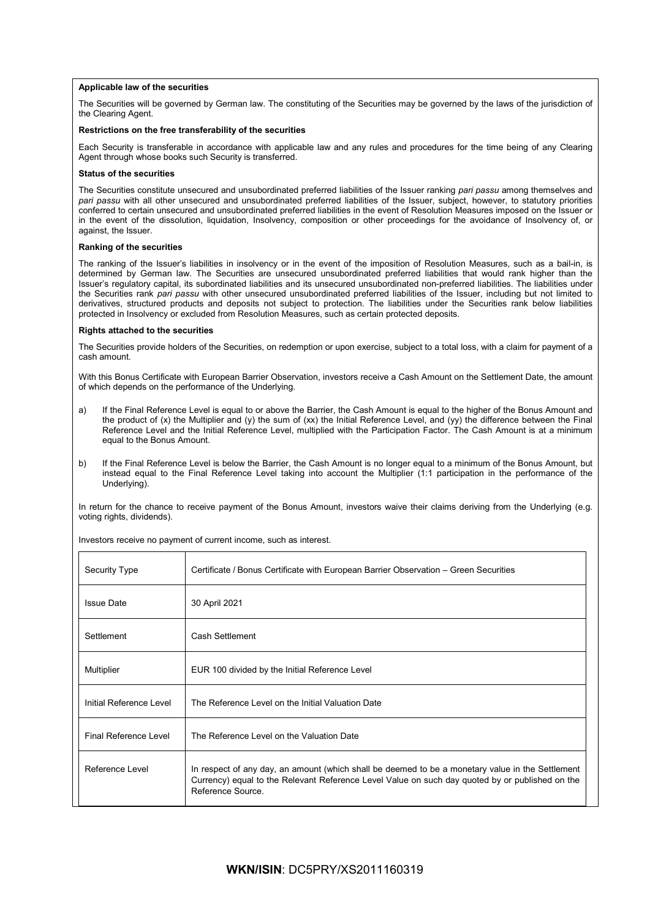**Applicable law of the securities**

The Securities will be governed by German law. The constituting of the Securities may be governed by the laws of the jurisdiction of the Clearing Agent.

**Restrictions on the free transferability of the securities**

Each Security is transferable in accordance with applicable law and any rules and procedures for the time being of any Clearing Agent through whose books such Security is transferred.

**Status of the securities**

The Securities constitute unsecured and unsubordinated preferred liabilities of the Issuer ranking *pari passu* among themselves and *pari passu* with all other unsecured and unsubordinated preferred liabilities of the Issuer, subject, however, to statutory priorities conferred to certain unsecured and unsubordinated preferred liabilities in the event of Resolution Measures imposed on the Issuer or in the event of the dissolution, liquidation, Insolvency, composition or other proceedings for the avoidance of Insolvency of, or against, the Issuer.

**Ranking of the securities**

The ranking of the Issuer's liabilities in insolvency or in the event of the imposition of Resolution Measures, such as a bail-in, is determined by German law. The Securities are unsecured unsubordinated preferred liabilities that would rank higher than the Issuer's regulatory capital, its subordinated liabilities and its unsecured unsubordinated non-preferred liabilities. The liabilities under the Securities rank *pari passu* with other unsecured unsubordinated preferred liabilities of the Issuer, including but not limited to derivatives, structured products and deposits not subject to protection. The liabilities under the Securities rank below liabilities protected in Insolvency or excluded from Resolution Measures, such as certain protected deposits.

**Rights attached to the securities**

The Securities provide holders of the Securities, on redemption or upon exercise, subject to a total loss, with a claim for payment of a cash amount.

With this Bonus Certificate with European Barrier Observation, investors receive a Cash Amount on the Settlement Date, the amount of which depends on the performance of the Underlying.

a) If the Final Reference Level is equal to or above the Barrier, the Cash Amount is equal to the higher of the Bonus Amount and the product of (x) the Multiplier and (y) the sum of (xx) the Initial Reference Level, and (yy) the difference between the Final Reference Level and the Initial Reference Level, multiplied with the Participation Factor. The Cash Amount is at a minimum equal to the Bonus Amount.

b) If the Final Reference Level is below the Barrier, the Cash Amount is no longer equal to a minimum of the Bonus Amount, but instead equal to the Final Reference Level taking into account the Multiplier (1:1 participation in the performance of the Underlying).

In return for the chance to receive payment of the Bonus Amount, investors waive their claims deriving from the Underlying (e.g. voting rights, dividends).

Investors receive no payment of current income, such as interest.

| Security Type | Certificate / Bonus Certificate with European Barrier Observation – Green Securities |
|---|---|
| Issue Date | 30 April 2021 |
| Settlement | Cash Settlement |
| Multiplier | EUR 100 divided by the Initial Reference Level |
| Initial Reference Level | The Reference Level on the Initial Valuation Date |
| Final Reference Level | The Reference Level on the Valuation Date |
| Reference Level | In respect of any day, an amount (which shall be deemed to be a monetary value in the Settlement Currency) equal to the Relevant Reference Level Value on such day quoted by or published on the Reference Source. |

**WKN/ISIN**: DC5PRY/XS2011160319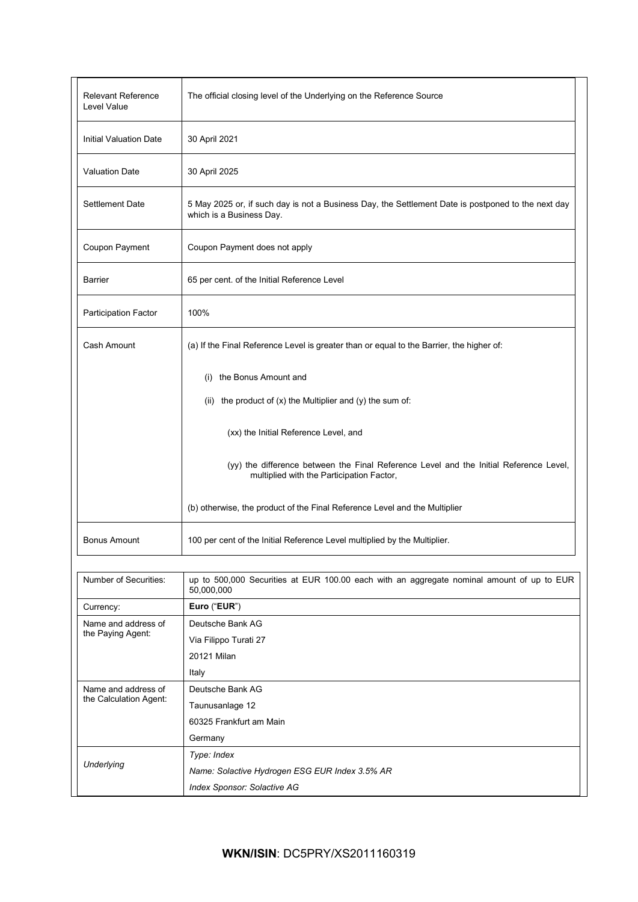| | |
|---|---|
| Relevant Reference Level Value | The official closing level of the Underlying on the Reference Source |
| Initial Valuation Date | 30 April 2021 |
| Valuation Date | 30 April 2025 |
| Settlement Date | 5 May 2025 or, if such day is not a Business Day, the Settlement Date is postponed to the next day which is a Business Day. |
| Coupon Payment | Coupon Payment does not apply |
| Barrier | 65 per cent. of the Initial Reference Level |
| Participation Factor | 100% |
| Cash Amount | (a) If the Final Reference Level is greater than or equal to the Barrier, the higher of:<br><br>(i) the Bonus Amount and<br><br>(ii) the product of (x) the Multiplier and (y) the sum of:<br><br>(xx) the Initial Reference Level, and<br><br>(yy) the difference between the Final Reference Level and the Initial Reference Level, multiplied with the Participation Factor,<br><br>(b) otherwise, the product of the Final Reference Level and the Multiplier |
| Bonus Amount | 100 per cent of the Initial Reference Level multiplied by the Multiplier. |

| | |
|---|---|
| Number of Securities: | up to 500,000 Securities at EUR 100.00 each with an aggregate nominal amount of up to EUR 50,000,000 |
| Currency: | **Euro** ("**EUR**") |
| Name and address of the Paying Agent: | Deutsche Bank AG<br>Via Filippo Turati 27<br>20121 Milan<br>Italy |
| Name and address of the Calculation Agent: | Deutsche Bank AG<br>Taunusanlage 12<br>60325 Frankfurt am Main<br>Germany |
| *Underlying* | *Type: Index*<br>*Name: Solactive Hydrogen ESG EUR Index 3.5% AR*<br>*Index Sponsor: Solactive AG* |

**WKN/ISIN**: DC5PRY/XS2011160319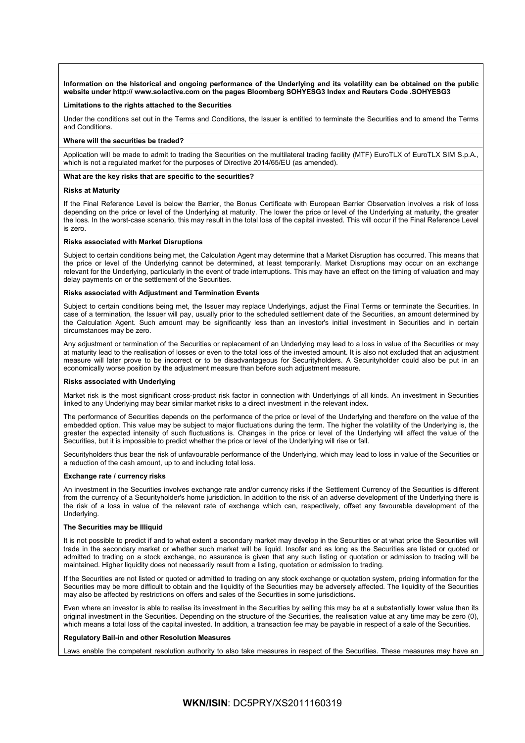**Information on the historical and ongoing performance of the Underlying and its volatility can be obtained on the public website under http:// www.solactive.com on the pages Bloomberg SOHYESG3 Index and Reuters Code .SOHYESG3**

**Limitations to the rights attached to the Securities**

Under the conditions set out in the Terms and Conditions, the Issuer is entitled to terminate the Securities and to amend the Terms and Conditions.

**Where will the securities be traded?**

Application will be made to admit to trading the Securities on the multilateral trading facility (MTF) EuroTLX of EuroTLX SIM S.p.A., which is not a regulated market for the purposes of Directive 2014/65/EU (as amended).

**What are the key risks that are specific to the securities?**

**Risks at Maturity**

If the Final Reference Level is below the Barrier, the Bonus Certificate with European Barrier Observation involves a risk of loss depending on the price or level of the Underlying at maturity. The lower the price or level of the Underlying at maturity, the greater the loss. In the worst-case scenario, this may result in the total loss of the capital invested. This will occur if the Final Reference Level is zero.

**Risks associated with Market Disruptions**

Subject to certain conditions being met, the Calculation Agent may determine that a Market Disruption has occurred. This means that the price or level of the Underlying cannot be determined, at least temporarily. Market Disruptions may occur on an exchange relevant for the Underlying, particularly in the event of trade interruptions. This may have an effect on the timing of valuation and may delay payments on or the settlement of the Securities.

**Risks associated with Adjustment and Termination Events**

Subject to certain conditions being met, the Issuer may replace Underlyings, adjust the Final Terms or terminate the Securities. In case of a termination, the Issuer will pay, usually prior to the scheduled settlement date of the Securities, an amount determined by the Calculation Agent. Such amount may be significantly less than an investor's initial investment in Securities and in certain circumstances may be zero.

Any adjustment or termination of the Securities or replacement of an Underlying may lead to a loss in value of the Securities or may at maturity lead to the realisation of losses or even to the total loss of the invested amount. It is also not excluded that an adjustment measure will later prove to be incorrect or to be disadvantageous for Securityholders. A Securityholder could also be put in an economically worse position by the adjustment measure than before such adjustment measure.

**Risks associated with Underlying**

Market risk is the most significant cross-product risk factor in connection with Underlyings of all kinds. An investment in Securities linked to any Underlying may bear similar market risks to a direct investment in the relevant index**.**

The performance of Securities depends on the performance of the price or level of the Underlying and therefore on the value of the embedded option. This value may be subject to major fluctuations during the term. The higher the volatility of the Underlying is, the greater the expected intensity of such fluctuations is. Changes in the price or level of the Underlying will affect the value of the Securities, but it is impossible to predict whether the price or level of the Underlying will rise or fall.

Securityholders thus bear the risk of unfavourable performance of the Underlying, which may lead to loss in value of the Securities or a reduction of the cash amount, up to and including total loss.

**Exchange rate / currency risks**

An investment in the Securities involves exchange rate and/or currency risks if the Settlement Currency of the Securities is different from the currency of a Securityholder's home jurisdiction. In addition to the risk of an adverse development of the Underlying there is the risk of a loss in value of the relevant rate of exchange which can, respectively, offset any favourable development of the Underlying.

**The Securities may be Illiquid**

It is not possible to predict if and to what extent a secondary market may develop in the Securities or at what price the Securities will trade in the secondary market or whether such market will be liquid. Insofar and as long as the Securities are listed or quoted or admitted to trading on a stock exchange, no assurance is given that any such listing or quotation or admission to trading will be maintained. Higher liquidity does not necessarily result from a listing, quotation or admission to trading.

If the Securities are not listed or quoted or admitted to trading on any stock exchange or quotation system, pricing information for the Securities may be more difficult to obtain and the liquidity of the Securities may be adversely affected. The liquidity of the Securities may also be affected by restrictions on offers and sales of the Securities in some jurisdictions.

Even where an investor is able to realise its investment in the Securities by selling this may be at a substantially lower value than its original investment in the Securities. Depending on the structure of the Securities, the realisation value at any time may be zero (0), which means a total loss of the capital invested. In addition, a transaction fee may be payable in respect of a sale of the Securities.

**Regulatory Bail-in and other Resolution Measures**

Laws enable the competent resolution authority to also take measures in respect of the Securities. These measures may have an

**WKN/ISIN**: DC5PRY/XS2011160319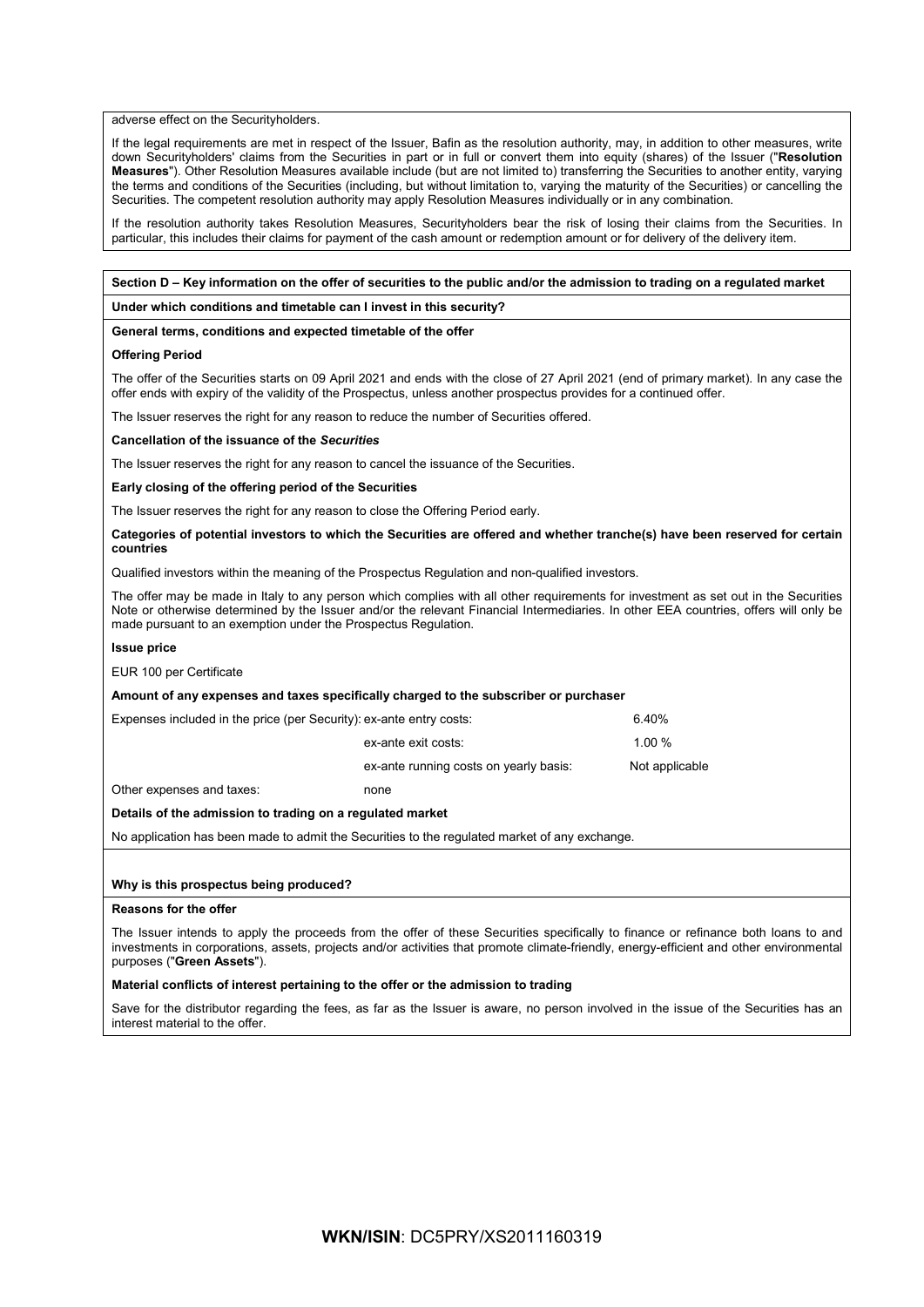adverse effect on the Securityholders.

If the legal requirements are met in respect of the Issuer, Bafin as the resolution authority, may, in addition to other measures, write down Securityholders' claims from the Securities in part or in full or convert them into equity (shares) of the Issuer ("**Resolution Measures**"). Other Resolution Measures available include (but are not limited to) transferring the Securities to another entity, varying the terms and conditions of the Securities (including, but without limitation to, varying the maturity of the Securities) or cancelling the Securities. The competent resolution authority may apply Resolution Measures individually or in any combination.

If the resolution authority takes Resolution Measures, Securityholders bear the risk of losing their claims from the Securities. In particular, this includes their claims for payment of the cash amount or redemption amount or for delivery of the delivery item.

## Section D – Key information on the offer of securities to the public and/or the admission to trading on a regulated market

### Under which conditions and timetable can I invest in this security?

**General terms, conditions and expected timetable of the offer**

**Offering Period**

The offer of the Securities starts on 09 April 2021 and ends with the close of 27 April 2021 (end of primary market). In any case the offer ends with expiry of the validity of the Prospectus, unless another prospectus provides for a continued offer.

The Issuer reserves the right for any reason to reduce the number of Securities offered.

**Cancellation of the issuance of the *Securities***

The Issuer reserves the right for any reason to cancel the issuance of the Securities.

**Early closing of the offering period of the Securities**

The Issuer reserves the right for any reason to close the Offering Period early.

**Categories of potential investors to which the Securities are offered and whether tranche(s) have been reserved for certain countries**

Qualified investors within the meaning of the Prospectus Regulation and non-qualified investors.

The offer may be made in Italy to any person which complies with all other requirements for investment as set out in the Securities Note or otherwise determined by the Issuer and/or the relevant Financial Intermediaries. In other EEA countries, offers will only be made pursuant to an exemption under the Prospectus Regulation.

**Issue price**

EUR 100 per Certificate

**Amount of any expenses and taxes specifically charged to the subscriber or purchaser**

| | | |
|---|---|---|
| Expenses included in the price (per Security): | ex-ante entry costs: | 6.40% |
| | ex-ante exit costs: | 1.00 % |
| | ex-ante running costs on yearly basis: | Not applicable |
| Other expenses and taxes: | none | |

**Details of the admission to trading on a regulated market**

No application has been made to admit the Securities to the regulated market of any exchange.

### Why is this prospectus being produced?

**Reasons for the offer**

The Issuer intends to apply the proceeds from the offer of these Securities specifically to finance or refinance both loans to and investments in corporations, assets, projects and/or activities that promote climate-friendly, energy-efficient and other environmental purposes ("**Green Assets**").

**Material conflicts of interest pertaining to the offer or the admission to trading**

Save for the distributor regarding the fees, as far as the Issuer is aware, no person involved in the issue of the Securities has an interest material to the offer.

**WKN/ISIN**: DC5PRY/XS2011160319